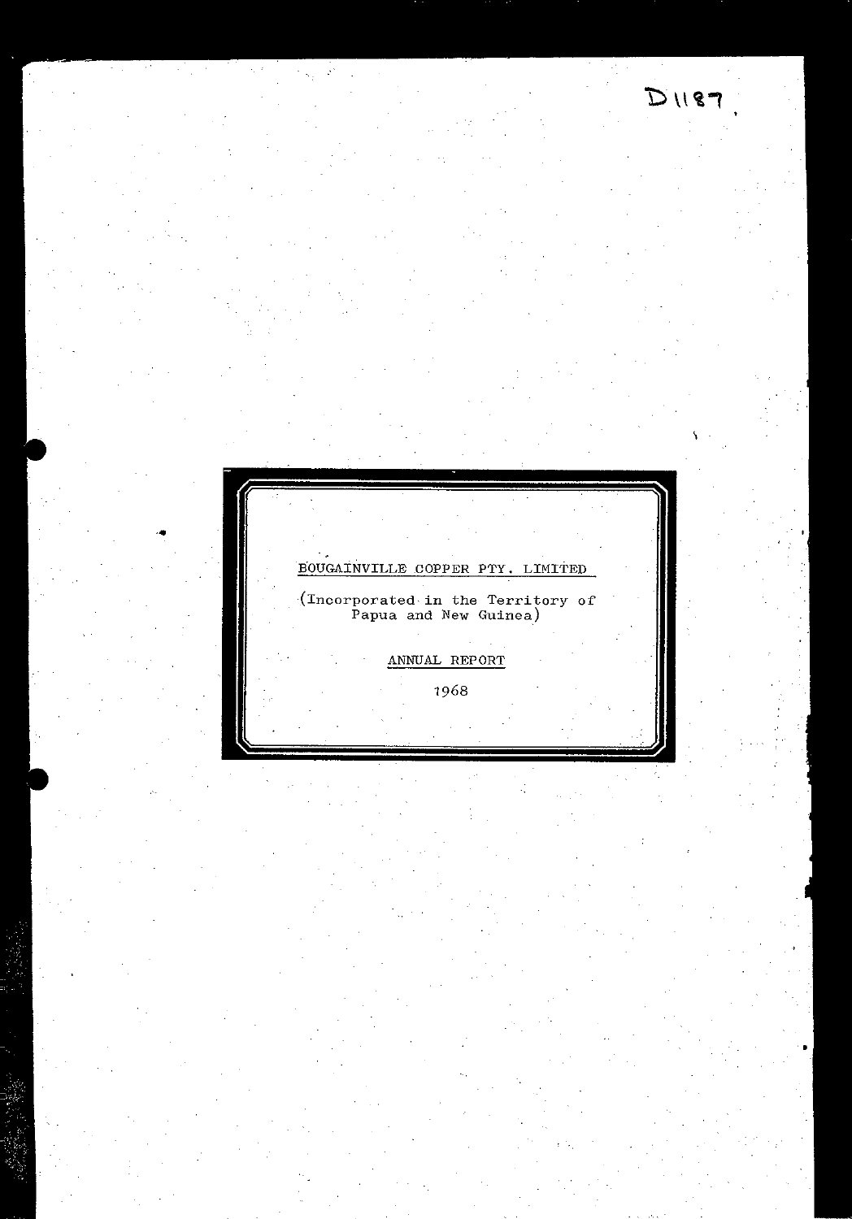D1187.

# BOUGAINVILLE COPPER PTY. LIMITED

(Incorporated in the Territory of Papua and New Guinea)

## ANNUAL REPORT

1968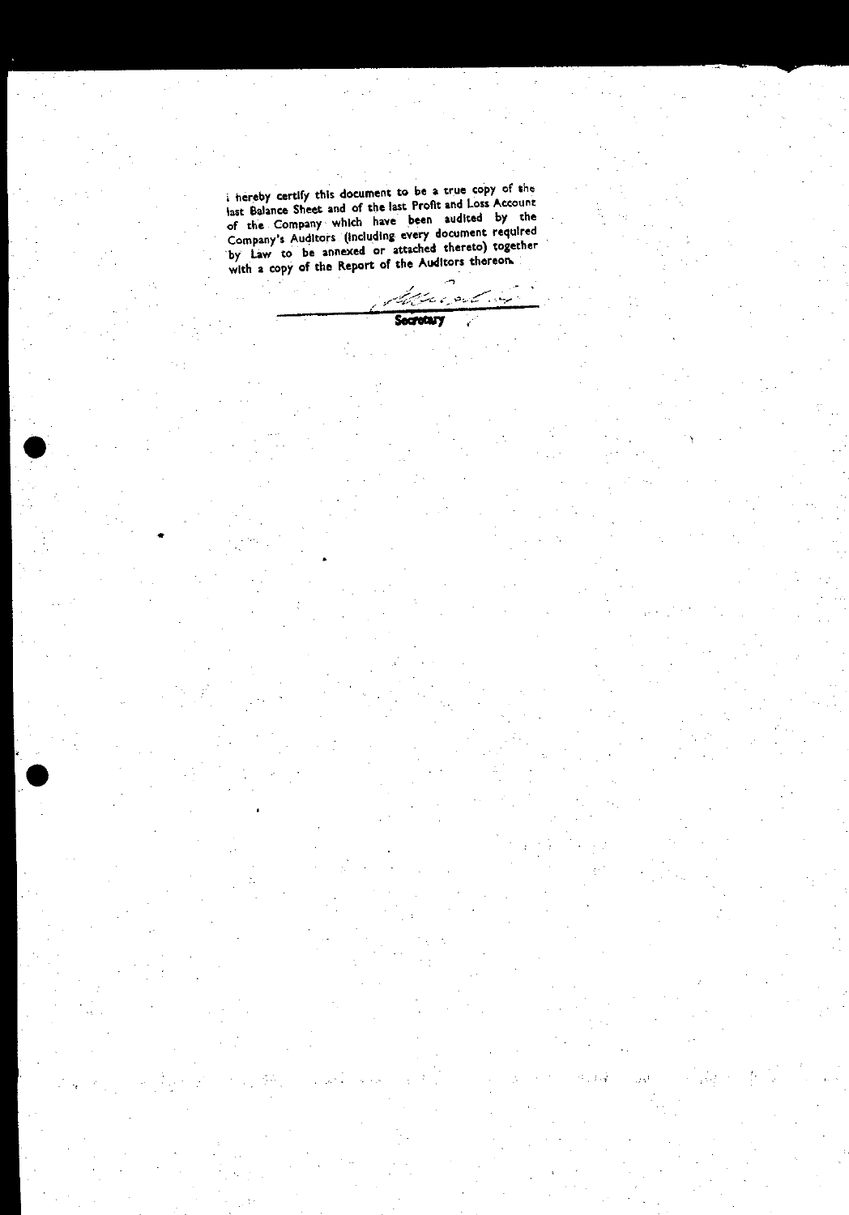I hereby certify this document to be a true copy of the last Balance Sheet and of the last Profit and Loss Account of the Company which have been audited by the Company's Auditors (including every document required by Law to be annexed or attached thereto) together with a copy of the Report of the Auditors thereon.

Secretary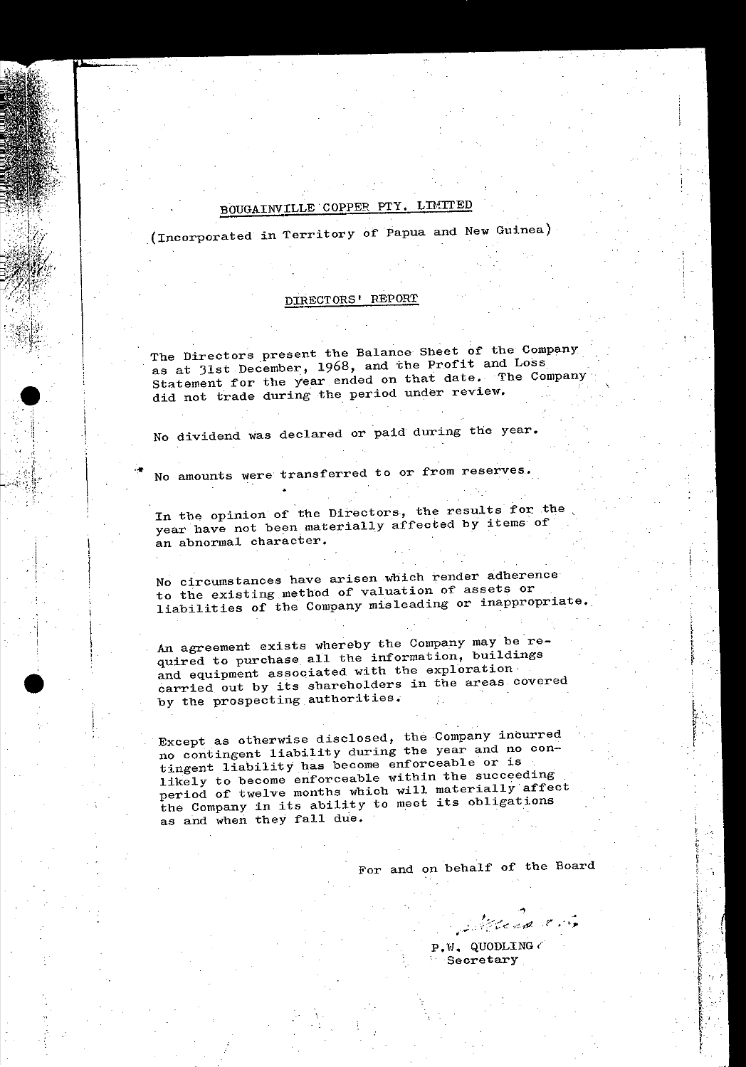# BOUGAINVILLE COPPER PTY. LIMITED

(Incorporated in Territory of Papua and New Guinea)

## DIRECTORS' REPORT

The Directors present the Balance Sheet of the Company as at 31st December, 1968, and the Profit and Loss Statement for the year ended on that date. The Company did not trade during the period under review.

No dividend was declared or paid during the year.

No amounts were transferred to or from reserves.

In the opinion of the Directors, the results for the year have not been materially affected by items of an abnormal character.

No circumstances have arisen which render adherence to the existing method of valuation of assets or liabilities of the Company misleading or inappropriate.

An agreement exists whereby the Company may be required to purchase all the information, buildings and equipment associated with the exploration carried out by its shareholders in the areas covered by the prospecting authorities.

Except as otherwise disclosed, the Company incurred no contingent liability during the year and no contingent liability has become enforceable or is likely to become enforceable within the succeeding period of twelve months which will materially affect the Company in its ability to meet its obligations as and when they fall due.

For and on behalf of the Board

P.W. QUODLING
Secretary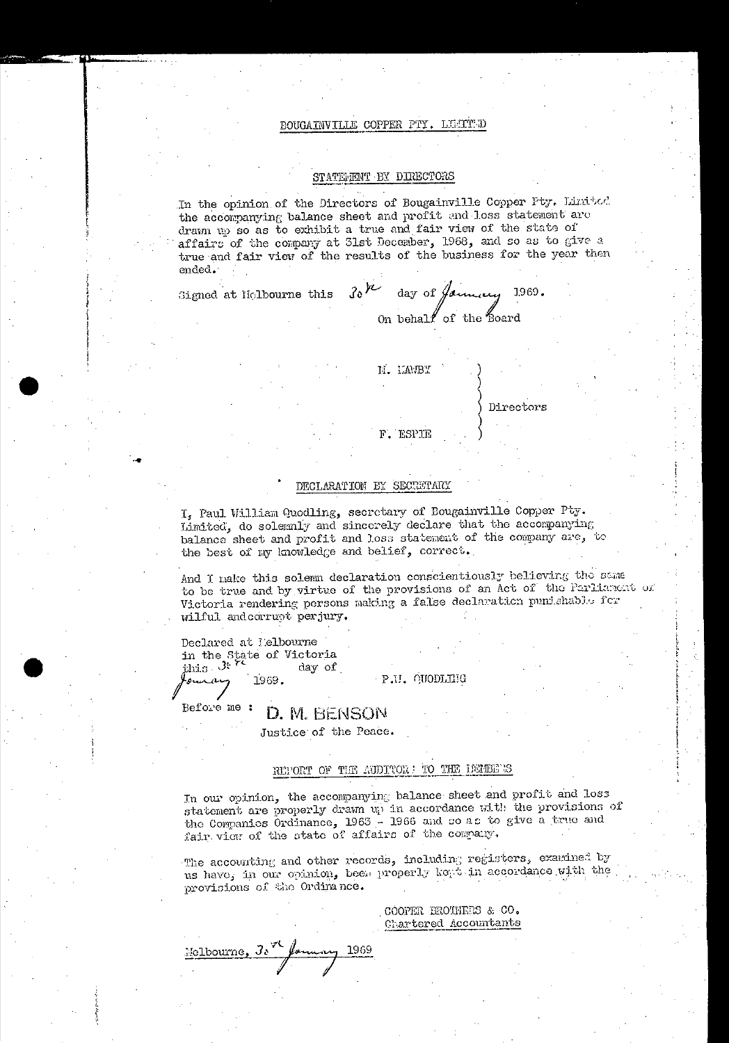# BOUGAINVILLE COPPER PTY. LIMITED

## STATEMENT BY DIRECTORS

In the opinion of the Directors of Bougainville Copper Pty. Limited the accompanying balance sheet and profit and loss statement are drawn up so as to exhibit a true and fair view of the state of affairs of the company at 31st December, 1968, and so as to give a true and fair view of the results of the business for the year then ended.

Signed at Melbourne this 30th day of January 1969.

On behalf of the Board

M. MAWBY )
) Directors
F. ESPIE )

## DECLARATION BY SECRETARY

I, Paul William Quodling, secretary of Bougainville Copper Pty. Limited, do solemnly and sincerely declare that the accompanying balance sheet and profit and loss statement of the company are, to the best of my knowledge and belief, correct.

And I make this solemn declaration conscientiously believing the same to be true and by virtue of the provisions of an Act of the Parliament of Victoria rendering persons making a false declaration punishable for wilful and corrupt perjury.

Declared at Melbourne
in the State of Victoria
this 30th day of
January 1969.

P.W. QUODLING

Before me : D. M. BENSON
Justice of the Peace.

## REPORT OF THE AUDITORS TO THE MEMBERS

In our opinion, the accompanying balance sheet and profit and loss statement are properly drawn up in accordance with the provisions of the Companies Ordinance, 1963 - 1966 and so as to give a true and fair view of the state of affairs of the company.

The accounting and other records, including registers, examined by us have, in our opinion, been properly kept in accordance with the provisions of the Ordinance.

COOPER BROTHERS & CO.
Chartered Accountants

Melbourne, 30th January 1969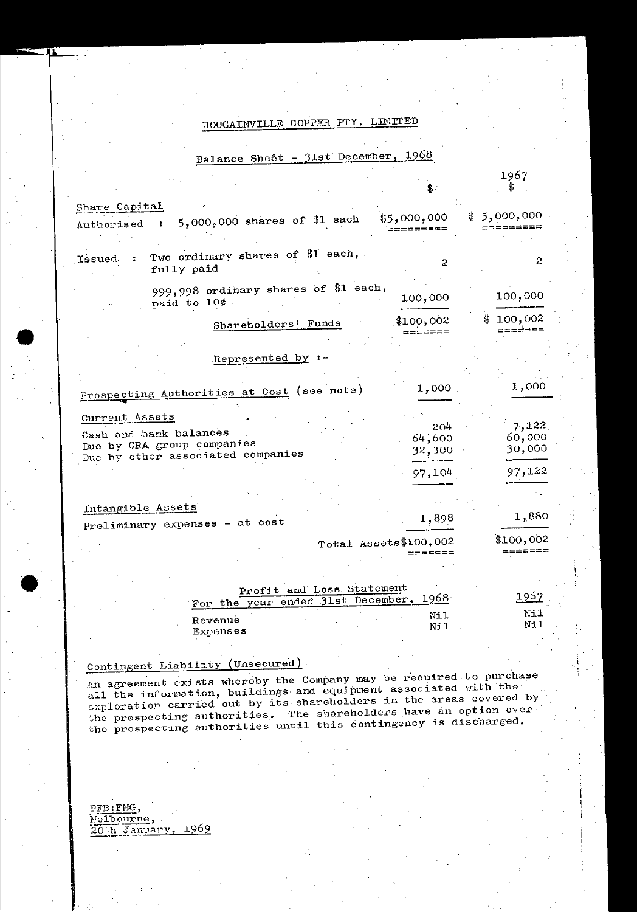# BOUGAINVILLE COPPER PTY. LIMITED

## Balance Sheet - 31st December, 1968

| | | 1968 $ | 1967 $ |
|---|---|---|---|
| **Share Capital** | | | |
| Authorised : | 5,000,000 shares of $1 each | $5,000,000 | $ 5,000,000 |
| Issued : | Two ordinary shares of $1 each, fully paid | 2 | 2 |
| | 999,998 ordinary shares of $1 each, paid to 10¢ | 100,000 | 100,000 |
| | Shareholders' Funds | $100,002 | $ 100,002 |
| | Represented by :- | | |
| Prospecting Authorities at Cost (see note) | | 1,000 | 1,000 |
| **Current Assets** | | | |
| Cash and bank balances | | 204 | 7,122 |
| Due by CRA group companies | | 64,600 | 60,000 |
| Due by other associated companies | | 32,300 | 30,000 |
| | | 97,104 | 97,122 |
| **Intangible Assets** | | | |
| Preliminary expenses - at cost | | 1,898 | 1,880 |
| | Total Assets | $100,002 | $100,002 |

## Profit and Loss Statement For the year ended 31st December, 1968

| | 1968 | 1967 |
|---|---|---|
| Revenue | Nil | Nil |
| Expenses | Nil | Nil |

## Contingent Liability (Unsecured)

An agreement exists whereby the Company may be required to purchase all the information, buildings and equipment associated with the exploration carried out by its shareholders in the areas covered by the prospecting authorities. The shareholders have an option over the prospecting authorities until this contingency is discharged.

PFB:FMG,
Melbourne,
20th January, 1969